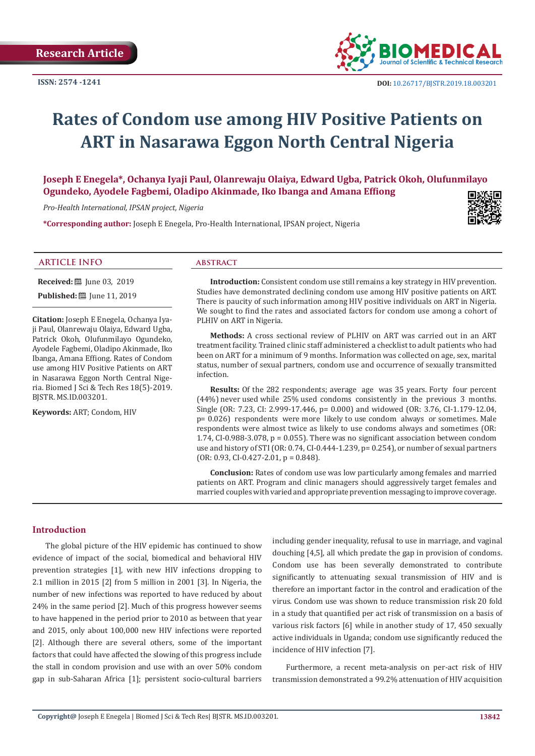Research Article

ISSN: 2574 -1241

DOI: 10.26717/BJSTR.2019.18.003201

# Rates of Condom use among HIV Positive Patients on ART in Nasarawa Eggon North Central Nigeria

**Joseph E Enegela*, Ochanya Iyaji Paul, Olanrewaju Olaiya, Edward Ugba, Patrick Okoh, Olufunmilayo Ogundeko, Ayodele Fagbemi, Oladipo Akinmade, Iko Ibanga and Amana Effiong**

*Pro-Health International, IPSAN project, Nigeria*

**\*Corresponding author:** Joseph E Enegela, Pro-Health International, IPSAN project, Nigeria

## ARTICLE INFO

**Received:** June 03, 2019

**Published:** June 11, 2019

**Citation:** Joseph E Enegela, Ochanya Iyaji Paul, Olanrewaju Olaiya, Edward Ugba, Patrick Okoh, Olufunmilayo Ogundeko, Ayodele Fagbemi, Oladipo Akinmade, Iko Ibanga, Amana Effiong. Rates of Condom use among HIV Positive Patients on ART in Nasarawa Eggon North Central Nigeria. Biomed J Sci & Tech Res 18(5)-2019. BJSTR. MS.ID.003201.

**Keywords:** ART; Condom, HIV

## ABSTRACT

**Introduction:** Consistent condom use still remains a key strategy in HIV prevention. Studies have demonstrated declining condom use among HIV positive patients on ART. There is paucity of such information among HIV positive individuals on ART in Nigeria. We sought to find the rates and associated factors for condom use among a cohort of PLHIV on ART in Nigeria.

**Methods:** A cross sectional review of PLHIV on ART was carried out in an ART treatment facility. Trained clinic staff administered a checklist to adult patients who had been on ART for a minimum of 9 months. Information was collected on age, sex, marital status, number of sexual partners, condom use and occurrence of sexually transmitted infection.

**Results:** Of the 282 respondents; average age was 35 years. Forty four percent (44%) never used while 25% used condoms consistently in the previous 3 months. Single (OR: 7.23, CI: 2.999-17.446, p= 0.000) and widowed (OR: 3.76, CI-1.179-12.04, p= 0.026) respondents were more likely to use condom always or sometimes. Male respondents were almost twice as likely to use condoms always and sometimes (OR: 1.74, CI-0.988-3.078, p = 0.055). There was no significant association between condom use and history of STI (OR: 0.74, CI-0.444-1.239, p= 0.254), or number of sexual partners (OR: 0.93, CI-0.427-2.01, p = 0.848).

**Conclusion:** Rates of condom use was low particularly among females and married patients on ART. Program and clinic managers should aggressively target females and married couples with varied and appropriate prevention messaging to improve coverage.

## Introduction

The global picture of the HIV epidemic has continued to show evidence of impact of the social, biomedical and behavioral HIV prevention strategies [1], with new HIV infections dropping to 2.1 million in 2015 [2] from 5 million in 2001 [3]. In Nigeria, the number of new infections was reported to have reduced by about 24% in the same period [2]. Much of this progress however seems to have happened in the period prior to 2010 as between that year and 2015, only about 100,000 new HIV infections were reported [2]. Although there are several others, some of the important factors that could have affected the slowing of this progress include the stall in condom provision and use with an over 50% condom gap in sub-Saharan Africa [1]; persistent socio-cultural barriers including gender inequality, refusal to use in marriage, and vaginal douching [4,5], all which predate the gap in provision of condoms. Condom use has been severally demonstrated to contribute significantly to attenuating sexual transmission of HIV and is therefore an important factor in the control and eradication of the virus. Condom use was shown to reduce transmission risk 20 fold in a study that quantified per act risk of transmission on a basis of various risk factors [6] while in another study of 17, 450 sexually active individuals in Uganda; condom use significantly reduced the incidence of HIV infection [7].

Furthermore, a recent meta-analysis on per-act risk of HIV transmission demonstrated a 99.2% attenuation of HIV acquisition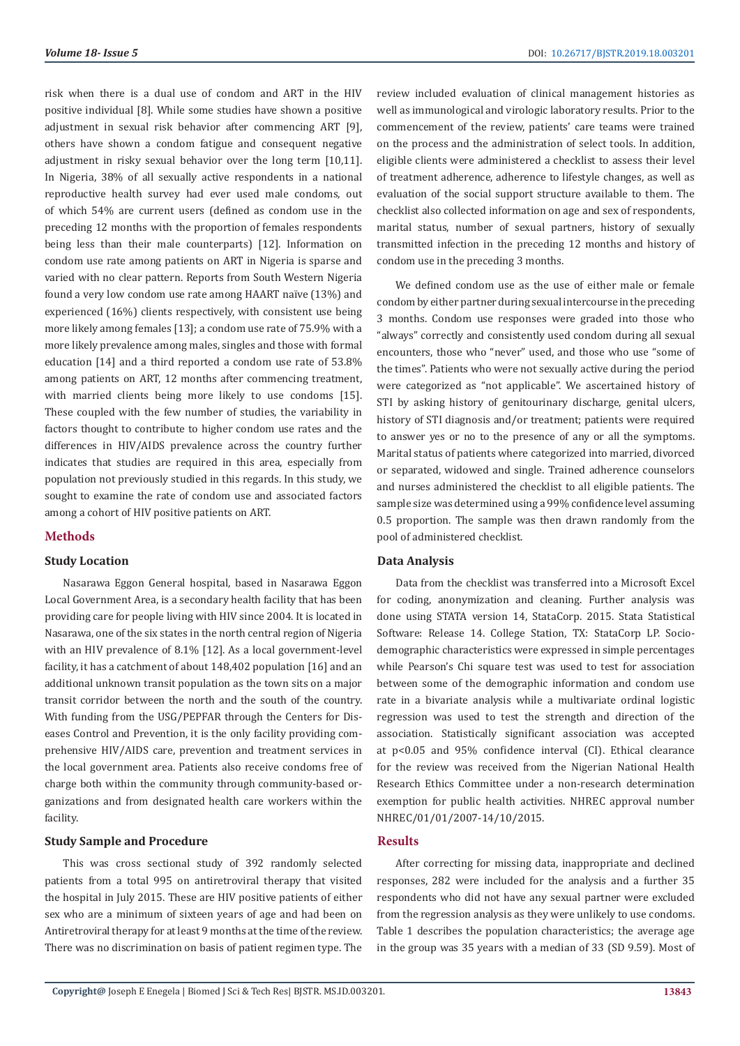risk when there is a dual use of condom and ART in the HIV positive individual [8]. While some studies have shown a positive adjustment in sexual risk behavior after commencing ART [9], others have shown a condom fatigue and consequent negative adjustment in risky sexual behavior over the long term [10,11]. In Nigeria, 38% of all sexually active respondents in a national reproductive health survey had ever used male condoms, out of which 54% are current users (defined as condom use in the preceding 12 months with the proportion of females respondents being less than their male counterparts) [12]. Information on condom use rate among patients on ART in Nigeria is sparse and varied with no clear pattern. Reports from South Western Nigeria found a very low condom use rate among HAART naïve (13%) and experienced (16%) clients respectively, with consistent use being more likely among females [13]; a condom use rate of 75.9% with a more likely prevalence among males, singles and those with formal education [14] and a third reported a condom use rate of 53.8% among patients on ART, 12 months after commencing treatment, with married clients being more likely to use condoms [15]. These coupled with the few number of studies, the variability in factors thought to contribute to higher condom use rates and the differences in HIV/AIDS prevalence across the country further indicates that studies are required in this area, especially from population not previously studied in this regards. In this study, we sought to examine the rate of condom use and associated factors among a cohort of HIV positive patients on ART.

## Methods

### Study Location

Nasarawa Eggon General hospital, based in Nasarawa Eggon Local Government Area, is a secondary health facility that has been providing care for people living with HIV since 2004. It is located in Nasarawa, one of the six states in the north central region of Nigeria with an HIV prevalence of 8.1% [12]. As a local government-level facility, it has a catchment of about 148,402 population [16] and an additional unknown transit population as the town sits on a major transit corridor between the north and the south of the country. With funding from the USG/PEPFAR through the Centers for Diseases Control and Prevention, it is the only facility providing comprehensive HIV/AIDS care, prevention and treatment services in the local government area. Patients also receive condoms free of charge both within the community through community-based organizations and from designated health care workers within the facility.

### Study Sample and Procedure

This was cross sectional study of 392 randomly selected patients from a total 995 on antiretroviral therapy that visited the hospital in July 2015. These are HIV positive patients of either sex who are a minimum of sixteen years of age and had been on Antiretroviral therapy for at least 9 months at the time of the review. There was no discrimination on basis of patient regimen type. The review included evaluation of clinical management histories as well as immunological and virologic laboratory results. Prior to the commencement of the review, patients' care teams were trained on the process and the administration of select tools. In addition, eligible clients were administered a checklist to assess their level of treatment adherence, adherence to lifestyle changes, as well as evaluation of the social support structure available to them. The checklist also collected information on age and sex of respondents, marital status, number of sexual partners, history of sexually transmitted infection in the preceding 12 months and history of condom use in the preceding 3 months.

We defined condom use as the use of either male or female condom by either partner during sexual intercourse in the preceding 3 months. Condom use responses were graded into those who "always" correctly and consistently used condom during all sexual encounters, those who "never" used, and those who use "some of the times". Patients who were not sexually active during the period were categorized as "not applicable". We ascertained history of STI by asking history of genitourinary discharge, genital ulcers, history of STI diagnosis and/or treatment; patients were required to answer yes or no to the presence of any or all the symptoms. Marital status of patients where categorized into married, divorced or separated, widowed and single. Trained adherence counselors and nurses administered the checklist to all eligible patients. The sample size was determined using a 99% confidence level assuming 0.5 proportion. The sample was then drawn randomly from the pool of administered checklist.

### Data Analysis

Data from the checklist was transferred into a Microsoft Excel for coding, anonymization and cleaning. Further analysis was done using STATA version 14, StataCorp. 2015. Stata Statistical Software: Release 14. College Station, TX: StataCorp LP. Socio-demographic characteristics were expressed in simple percentages while Pearson's Chi square test was used to test for association between some of the demographic information and condom use rate in a bivariate analysis while a multivariate ordinal logistic regression was used to test the strength and direction of the association. Statistically significant association was accepted at $p<0.05$ and 95% confidence interval (CI). Ethical clearance for the review was received from the Nigerian National Health Research Ethics Committee under a non-research determination exemption for public health activities. NHREC approval number NHREC/01/01/2007-14/10/2015.

## Results

After correcting for missing data, inappropriate and declined responses, 282 were included for the analysis and a further 35 respondents who did not have any sexual partner were excluded from the regression analysis as they were unlikely to use condoms. Table 1 describes the population characteristics; the average age in the group was 35 years with a median of 33 (SD 9.59). Most of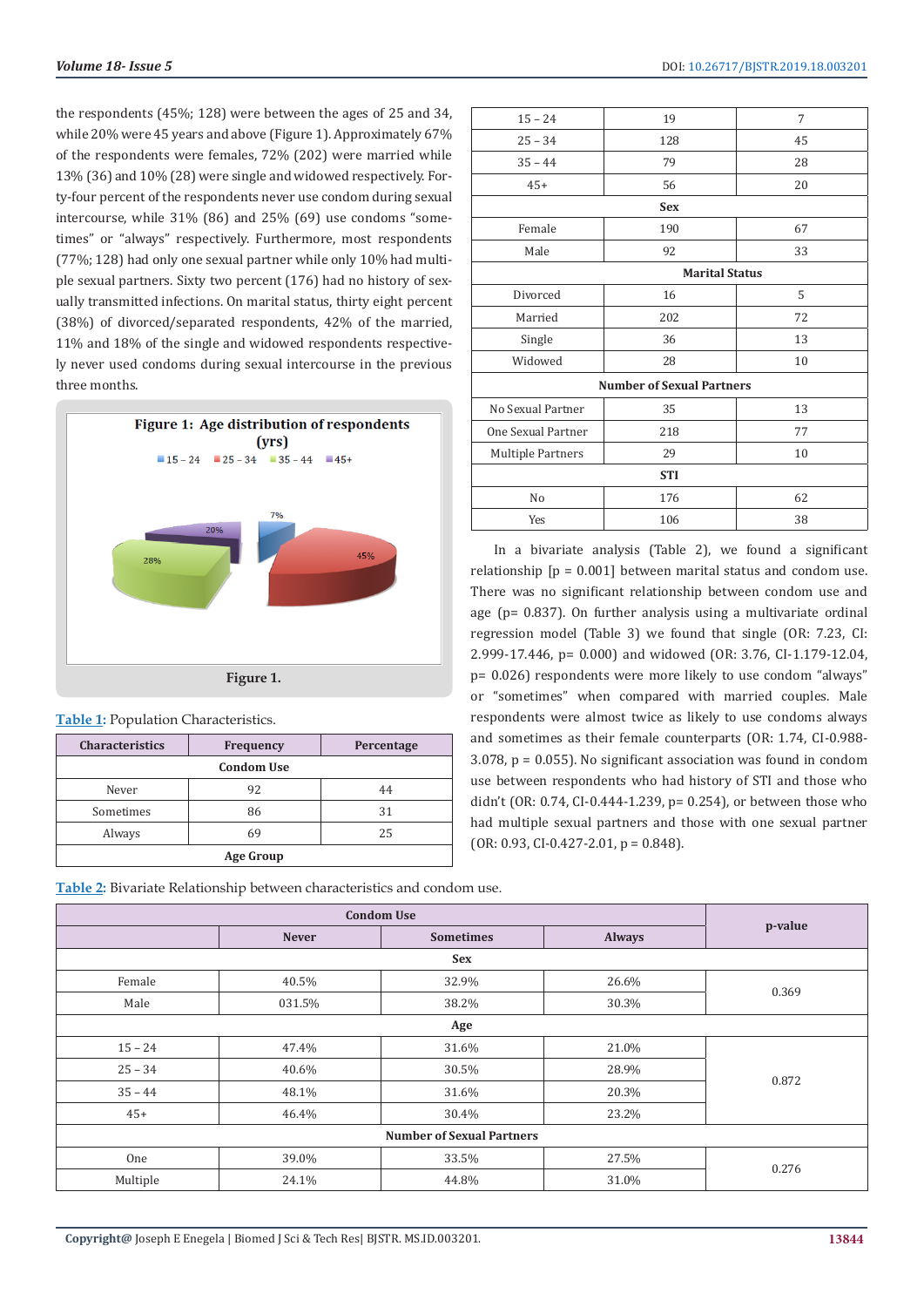the respondents (45%; 128) were between the ages of 25 and 34, while 20% were 45 years and above (Figure 1). Approximately 67% of the respondents were females, 72% (202) were married while 13% (36) and 10% (28) were single and widowed respectively. Forty-four percent of the respondents never use condom during sexual intercourse, while 31% (86) and 25% (69) use condoms "sometimes" or "always" respectively. Furthermore, most respondents (77%; 128) had only one sexual partner while only 10% had multiple sexual partners. Sixty two percent (176) had no history of sexually transmitted infections. On marital status, thirty eight percent (38%) of divorced/separated respondents, 42% of the married, 11% and 18% of the single and widowed respondents respectively never used condoms during sexual intercourse in the previous three months.

**Figure 1: Age distribution of respondents (yrs)**

15 – 24: 7%; 25 – 34: 45%; 35 – 44: 28%; 45+: 20%

Figure 1.

Table 1: Population Characteristics.

| Characteristics | Frequency | Percentage |
|---|---|---|
| **Condom Use** | | |
| Never | 92 | 44 |
| Sometimes | 86 | 31 |
| Always | 69 | 25 |
| **Age Group** | | |
| 15 – 24 | 19 | 7 |
| 25 – 34 | 128 | 45 |
| 35 – 44 | 79 | 28 |
| 45+ | 56 | 20 |
| **Sex** | | |
| Female | 190 | 67 |
| Male | 92 | 33 |
| **Marital Status** | | |
| Divorced | 16 | 5 |
| Married | 202 | 72 |
| Single | 36 | 13 |
| Widowed | 28 | 10 |
| **Number of Sexual Partners** | | |
| No Sexual Partner | 35 | 13 |
| One Sexual Partner | 218 | 77 |
| Multiple Partners | 29 | 10 |
| **STI** | | |
| No | 176 | 62 |
| Yes | 106 | 38 |

In a bivariate analysis (Table 2), we found a significant relationship [p = 0.001] between marital status and condom use. There was no significant relationship between condom use and age (p= 0.837). On further analysis using a multivariate ordinal regression model (Table 3) we found that single (OR: 7.23, CI: 2.999-17.446, p= 0.000) and widowed (OR: 3.76, CI-1.179-12.04, p= 0.026) respondents were more likely to use condom "always" or "sometimes" when compared with married couples. Male respondents were almost twice as likely to use condoms always and sometimes as their female counterparts (OR: 1.74, CI-0.988-3.078, p = 0.055). No significant association was found in condom use between respondents who had history of STI and those who didn't (OR: 0.74, CI-0.444-1.239, p= 0.254), or between those who had multiple sexual partners and those with one sexual partner (OR: 0.93, CI-0.427-2.01, p = 0.848).

Table 2: Bivariate Relationship between characteristics and condom use.

| | Condom Use | | | p-value |
|---|---|---|---|---|
| | Never | Sometimes | Always | |
| **Sex** | | | | |
| Female | 40.5% | 32.9% | 26.6% | 0.369 |
| Male | 031.5% | 38.2% | 30.3% | |
| **Age** | | | | |
| 15 – 24 | 47.4% | 31.6% | 21.0% | 0.872 |
| 25 – 34 | 40.6% | 30.5% | 28.9% | |
| 35 – 44 | 48.1% | 31.6% | 20.3% | |
| 45+ | 46.4% | 30.4% | 23.2% | |
| **Number of Sexual Partners** | | | | |
| One | 39.0% | 33.5% | 27.5% | 0.276 |
| Multiple | 24.1% | 44.8% | 31.0% | |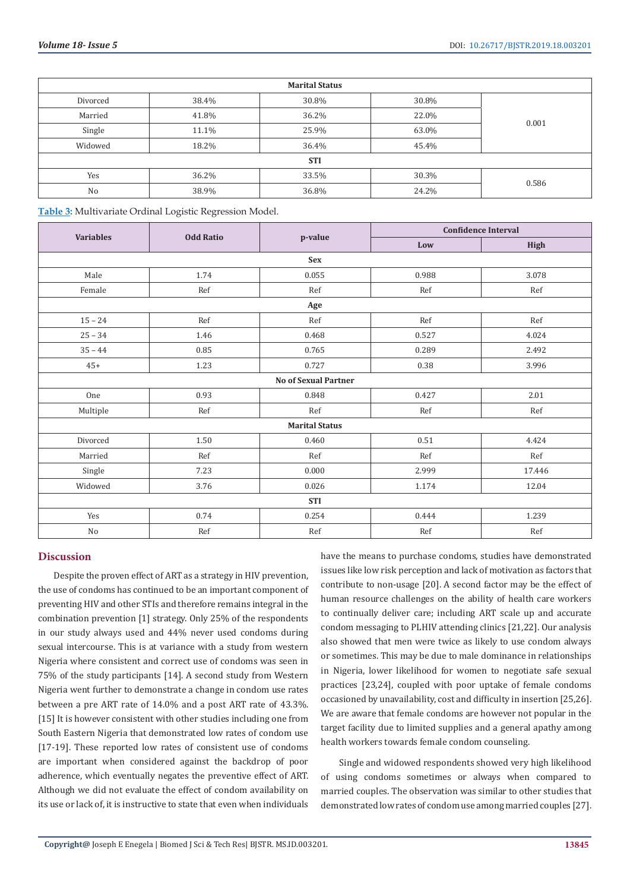| Marital Status | | | | |
|---|---|---|---|---|
| Divorced | 38.4% | 30.8% | 30.8% | 0.001 |
| Married | 41.8% | 36.2% | 22.0% | |
| Single | 11.1% | 25.9% | 63.0% | |
| Widowed | 18.2% | 36.4% | 45.4% | |
| **STI** | | | | |
| Yes | 36.2% | 33.5% | 30.3% | 0.586 |
| No | 38.9% | 36.8% | 24.2% | |

**Table 3**: Multivariate Ordinal Logistic Regression Model.

| Variables | Odd Ratio | p-value | Confidence Interval | |
|---|---|---|---|---|
| | | | Low | High |
| **Sex** | | | | |
| Male | 1.74 | 0.055 | 0.988 | 3.078 |
| Female | Ref | Ref | Ref | Ref |
| **Age** | | | | |
| 15 – 24 | Ref | Ref | Ref | Ref |
| 25 – 34 | 1.46 | 0.468 | 0.527 | 4.024 |
| 35 – 44 | 0.85 | 0.765 | 0.289 | 2.492 |
| 45+ | 1.23 | 0.727 | 0.38 | 3.996 |
| **No of Sexual Partner** | | | | |
| One | 0.93 | 0.848 | 0.427 | 2.01 |
| Multiple | Ref | Ref | Ref | Ref |
| **Marital Status** | | | | |
| Divorced | 1.50 | 0.460 | 0.51 | 4.424 |
| Married | Ref | Ref | Ref | Ref |
| Single | 7.23 | 0.000 | 2.999 | 17.446 |
| Widowed | 3.76 | 0.026 | 1.174 | 12.04 |
| **STI** | | | | |
| Yes | 0.74 | 0.254 | 0.444 | 1.239 |
| No | Ref | Ref | Ref | Ref |

## Discussion

Despite the proven effect of ART as a strategy in HIV prevention, the use of condoms has continued to be an important component of preventing HIV and other STIs and therefore remains integral in the combination prevention [1] strategy. Only 25% of the respondents in our study always used and 44% never used condoms during sexual intercourse. This is at variance with a study from western Nigeria where consistent and correct use of condoms was seen in 75% of the study participants [14]. A second study from Western Nigeria went further to demonstrate a change in condom use rates between a pre ART rate of 14.0% and a post ART rate of 43.3%. [15] It is however consistent with other studies including one from South Eastern Nigeria that demonstrated low rates of condom use [17-19]. These reported low rates of consistent use of condoms are important when considered against the backdrop of poor adherence, which eventually negates the preventive effect of ART. Although we did not evaluate the effect of condom availability on its use or lack of, it is instructive to state that even when individuals have the means to purchase condoms, studies have demonstrated issues like low risk perception and lack of motivation as factors that contribute to non-usage [20]. A second factor may be the effect of human resource challenges on the ability of health care workers to continually deliver care; including ART scale up and accurate condom messaging to PLHIV attending clinics [21,22]. Our analysis also showed that men were twice as likely to use condom always or sometimes. This may be due to male dominance in relationships in Nigeria, lower likelihood for women to negotiate safe sexual practices [23,24], coupled with poor uptake of female condoms occasioned by unavailability, cost and difficulty in insertion [25,26]. We are aware that female condoms are however not popular in the target facility due to limited supplies and a general apathy among health workers towards female condom counseling.

Single and widowed respondents showed very high likelihood of using condoms sometimes or always when compared to married couples. The observation was similar to other studies that demonstrated low rates of condom use among married couples [27].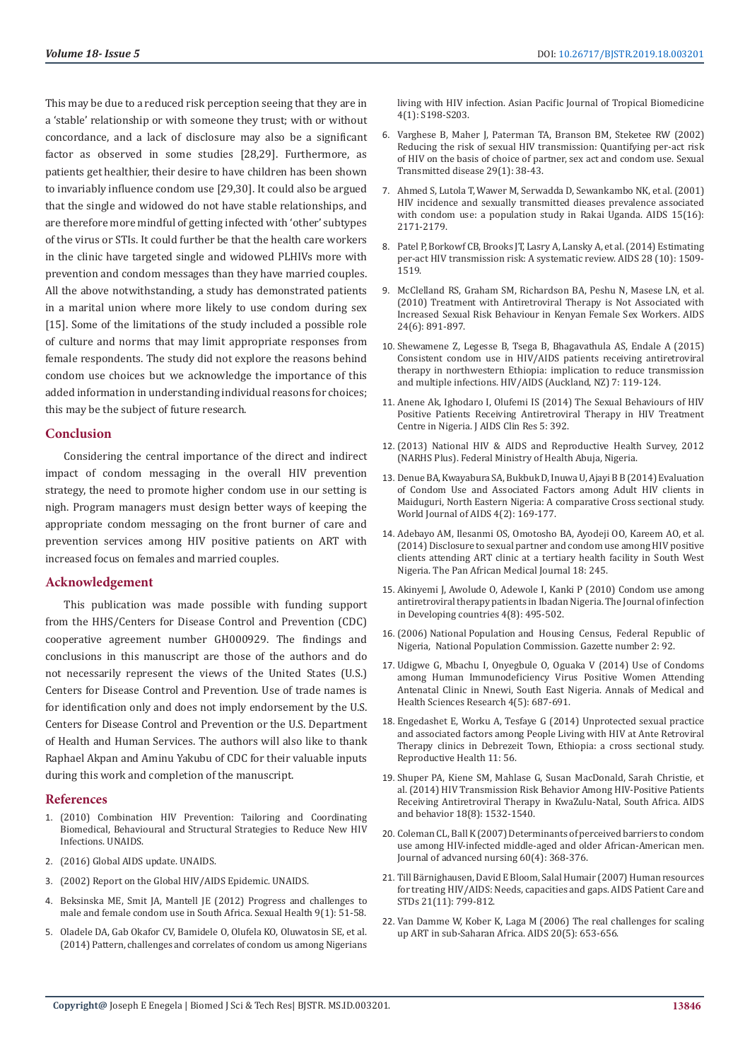This may be due to a reduced risk perception seeing that they are in a 'stable' relationship or with someone they trust; with or without concordance, and a lack of disclosure may also be a significant factor as observed in some studies [28,29]. Furthermore, as patients get healthier, their desire to have children has been shown to invariably influence condom use [29,30]. It could also be argued that the single and widowed do not have stable relationships, and are therefore more mindful of getting infected with 'other' subtypes of the virus or STIs. It could further be that the health care workers in the clinic have targeted single and widowed PLHIVs more with prevention and condom messages than they have married couples. All the above notwithstanding, a study has demonstrated patients in a marital union where more likely to use condom during sex [15]. Some of the limitations of the study included a possible role of culture and norms that may limit appropriate responses from female respondents. The study did not explore the reasons behind condom use choices but we acknowledge the importance of this added information in understanding individual reasons for choices; this may be the subject of future research.

## Conclusion

Considering the central importance of the direct and indirect impact of condom messaging in the overall HIV prevention strategy, the need to promote higher condom use in our setting is nigh. Program managers must design better ways of keeping the appropriate condom messaging on the front burner of care and prevention services among HIV positive patients on ART with increased focus on females and married couples.

## Acknowledgement

This publication was made possible with funding support from the HHS/Centers for Disease Control and Prevention (CDC) cooperative agreement number GH000929. The findings and conclusions in this manuscript are those of the authors and do not necessarily represent the views of the United States (U.S.) Centers for Disease Control and Prevention. Use of trade names is for identification only and does not imply endorsement by the U.S. Centers for Disease Control and Prevention or the U.S. Department of Health and Human Services. The authors will also like to thank Raphael Akpan and Aminu Yakubu of CDC for their valuable inputs during this work and completion of the manuscript.

## References

1. (2010) Combination HIV Prevention: Tailoring and Coordinating Biomedical, Behavioural and Structural Strategies to Reduce New HIV Infections. UNAIDS.
2. (2016) Global AIDS update. UNAIDS.
3. (2002) Report on the Global HIV/AIDS Epidemic. UNAIDS.
4. Beksinska ME, Smit JA, Mantell JE (2012) Progress and challenges to male and female condom use in South Africa. Sexual Health 9(1): 51-58.
5. Oladele DA, Gab Okafor CV, Bamidele O, Olufela KO, Oluwatosin SE, et al. (2014) Pattern, challenges and correlates of condom us among Nigerians living with HIV infection. Asian Pacific Journal of Tropical Biomedicine 4(1): S198-S203.
6. Varghese B, Maher J, Paterman TA, Branson BM, Steketee RW (2002) Reducing the risk of sexual HIV transmission: Quantifying per-act risk of HIV on the basis of choice of partner, sex act and condom use. Sexual Transmitted disease 29(1): 38-43.
7. Ahmed S, Lutola T, Wawer M, Serwadda D, Sewankambo NK, et al. (2001) HIV incidence and sexually transmitted dieases prevalence associated with condom use: a population study in Rakai Uganda. AIDS 15(16): 2171-2179.
8. Patel P, Borkowf CB, Brooks JT, Lasry A, Lansky A, et al. (2014) Estimating per-act HIV transmission risk: A systematic review. AIDS 28 (10): 1509-1519.
9. McClelland RS, Graham SM, Richardson BA, Peshu N, Masese LN, et al. (2010) Treatment with Antiretroviral Therapy is Not Associated with Increased Sexual Risk Behaviour in Kenyan Female Sex Workers. AIDS 24(6): 891-897.
10. Shewamene Z, Legesse B, Tsega B, Bhagavathula AS, Endale A (2015) Consistent condom use in HIV/AIDS patients receiving antiretroviral therapy in northwestern Ethiopia: implication to reduce transmission and multiple infections. HIV/AIDS (Auckland, NZ) 7: 119-124.
11. Anene Ak, Ighodaro I, Olufemi IS (2014) The Sexual Behaviours of HIV Positive Patients Receiving Antiretroviral Therapy in HIV Treatment Centre in Nigeria. J AIDS Clin Res 5: 392.
12. (2013) National HIV & AIDS and Reproductive Health Survey, 2012 (NARHS Plus). Federal Ministry of Health Abuja, Nigeria.
13. Denue BA, Kwayabura SA, Bukbuk D, Inuwa U, Ajayi B B (2014) Evaluation of Condom Use and Associated Factors among Adult HIV clients in Maiduguri, North Eastern Nigeria: A comparative Cross sectional study. World Journal of AIDS 4(2): 169-177.
14. Adebayo AM, Ilesanmi OS, Omotosho BA, Ayodeji OO, Kareem AO, et al. (2014) Disclosure to sexual partner and condom use among HIV positive clients attending ART clinic at a tertiary health facility in South West Nigeria. The Pan African Medical Journal 18: 245.
15. Akinyemi J, Awolude O, Adewole I, Kanki P (2010) Condom use among antiretroviral therapy patients in Ibadan Nigeria. The Journal of infection in Developing countries 4(8): 495-502.
16. (2006) National Population and Housing Census, Federal Republic of Nigeria, National Population Commission. Gazette number 2: 92.
17. Udigwe G, Mbachu I, Onyegbule O, Oguaka V (2014) Use of Condoms among Human Immunodeficiency Virus Positive Women Attending Antenatal Clinic in Nnewi, South East Nigeria. Annals of Medical and Health Sciences Research 4(5): 687-691.
18. Engedashet E, Worku A, Tesfaye G (2014) Unprotected sexual practice and associated factors among People Living with HIV at Ante Retroviral Therapy clinics in Debrezeit Town, Ethiopia: a cross sectional study. Reproductive Health 11: 56.
19. Shuper PA, Kiene SM, Mahlase G, Susan MacDonald, Sarah Christie, et al. (2014) HIV Transmission Risk Behavior Among HIV-Positive Patients Receiving Antiretroviral Therapy in KwaZulu-Natal, South Africa. AIDS and behavior 18(8): 1532-1540.
20. Coleman CL, Ball K (2007) Determinants of perceived barriers to condom use among HIV-infected middle-aged and older African-American men. Journal of advanced nursing 60(4): 368-376.
21. Till Bärnighausen, David E Bloom, Salal Humair (2007) Human resources for treating HIV/AIDS: Needs, capacities and gaps. AIDS Patient Care and STDs 21(11): 799-812.
22. Van Damme W, Kober K, Laga M (2006) The real challenges for scaling up ART in sub-Saharan Africa. AIDS 20(5): 653-656.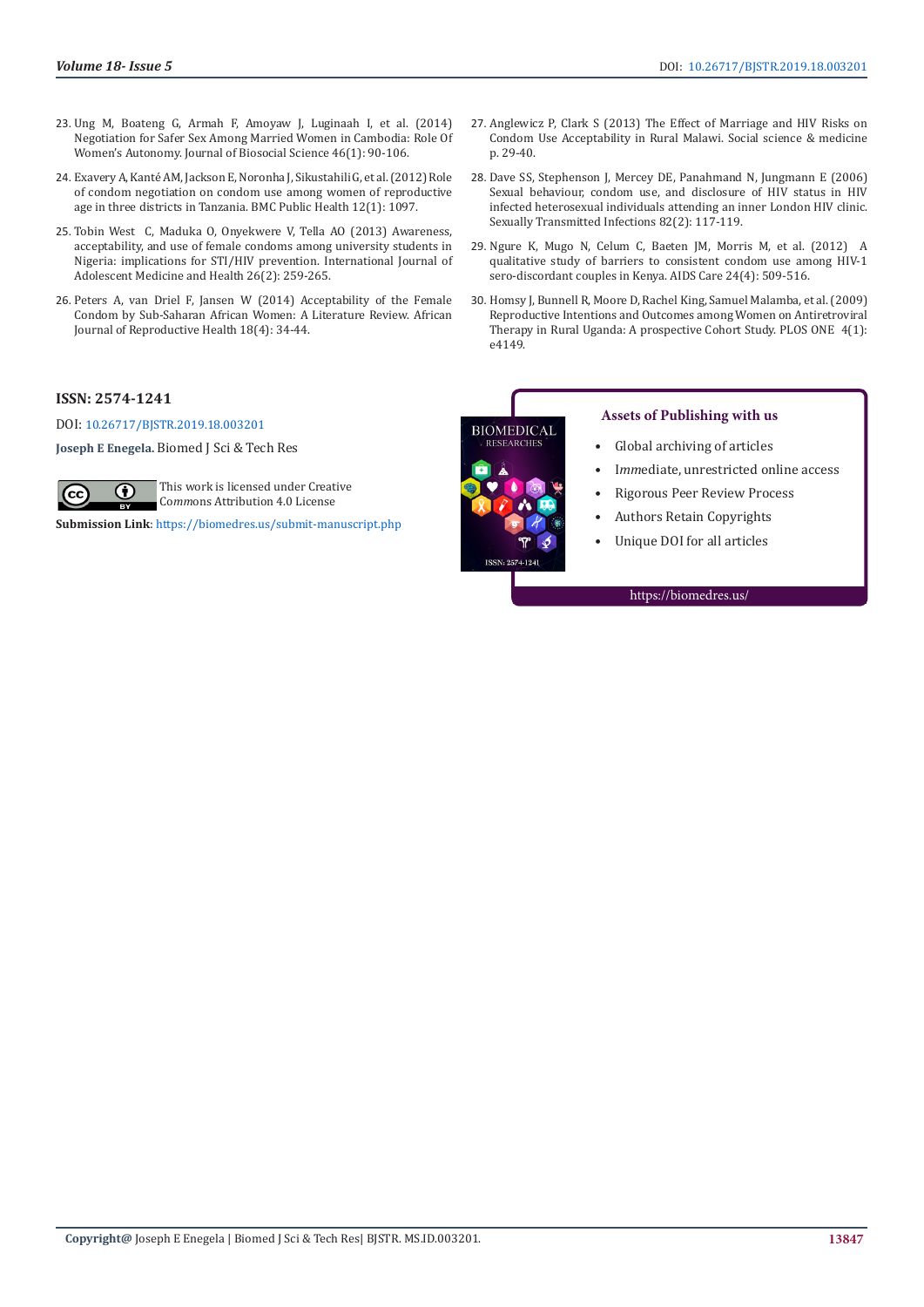23. Ung M, Boateng G, Armah F, Amoyaw J, Luginaah I, et al. (2014) Negotiation for Safer Sex Among Married Women in Cambodia: Role Of Women's Autonomy. Journal of Biosocial Science 46(1): 90-106.
24. Exavery A, Kanté AM, Jackson E, Noronha J, Sikustahili G, et al. (2012) Role of condom negotiation on condom use among women of reproductive age in three districts in Tanzania. BMC Public Health 12(1): 1097.
25. Tobin West C, Maduka O, Onyekwere V, Tella AO (2013) Awareness, acceptability, and use of female condoms among university students in Nigeria: implications for STI/HIV prevention. International Journal of Adolescent Medicine and Health 26(2): 259-265.
26. Peters A, van Driel F, Jansen W (2014) Acceptability of the Female Condom by Sub-Saharan African Women: A Literature Review. African Journal of Reproductive Health 18(4): 34-44.
27. Anglewicz P, Clark S (2013) The Effect of Marriage and HIV Risks on Condom Use Acceptability in Rural Malawi. Social science & medicine p. 29-40.
28. Dave SS, Stephenson J, Mercey DE, Panahmand N, Jungmann E (2006) Sexual behaviour, condom use, and disclosure of HIV status in HIV infected heterosexual individuals attending an inner London HIV clinic. Sexually Transmitted Infections 82(2): 117-119.
29. Ngure K, Mugo N, Celum C, Baeten JM, Morris M, et al. (2012) A qualitative study of barriers to consistent condom use among HIV-1 sero-discordant couples in Kenya. AIDS Care 24(4): 509-516.
30. Homsy J, Bunnell R, Moore D, Rachel King, Samuel Malamba, et al. (2009) Reproductive Intentions and Outcomes among Women on Antiretroviral Therapy in Rural Uganda: A prospective Cohort Study. PLOS ONE 4(1): e4149.

**ISSN: 2574-1241**

DOI: 10.26717/BJSTR.2019.18.003201

**Joseph E Enegela.** Biomed J Sci & Tech Res

This work is licensed under Creative Commons Attribution 4.0 License

**Submission Link**: https://biomedres.us/submit-manuscript.php

**Assets of Publishing with us**

- Global archiving of articles
- Immediate, unrestricted online access
- Rigorous Peer Review Process
- Authors Retain Copyrights
- Unique DOI for all articles

https://biomedres.us/